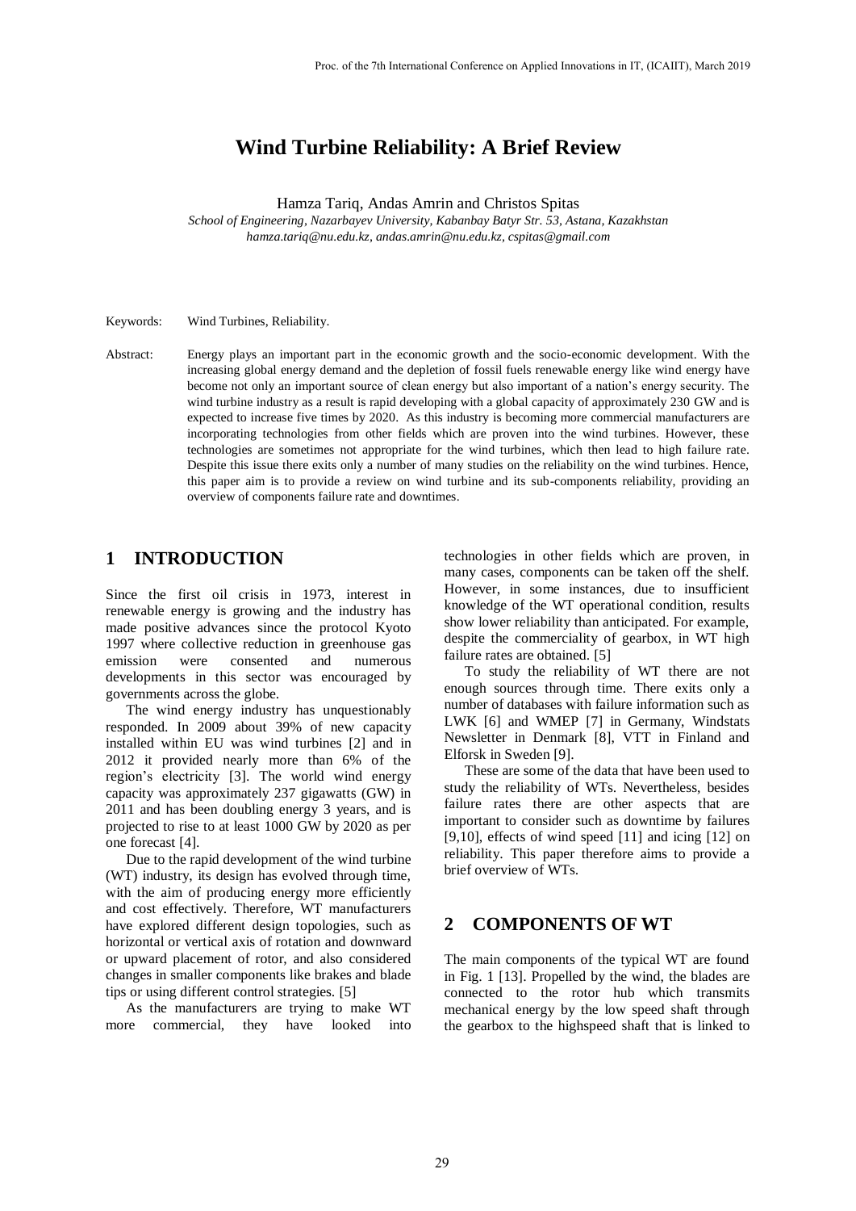# Wind Turbine Reliability: A Brief Review

Hamza Tariq, Andas Amrin and Christos Spitas

*School of Engineering, Nazarbayev University, Kabanbay Batyr Str. 53, Astana, Kazakhstan*
*hamza.tariq@nu.edu.kz, andas.amrin@nu.edu.kz, cspitas@gmail.com*

Keywords: Wind Turbines, Reliability.

Abstract: Energy plays an important part in the economic growth and the socio-economic development. With the increasing global energy demand and the depletion of fossil fuels renewable energy like wind energy have become not only an important source of clean energy but also important of a nation's energy security. The wind turbine industry as a result is rapid developing with a global capacity of approximately 230 GW and is expected to increase five times by 2020. As this industry is becoming more commercial manufacturers are incorporating technologies from other fields which are proven into the wind turbines. However, these technologies are sometimes not appropriate for the wind turbines, which then lead to high failure rate. Despite this issue there exits only a number of many studies on the reliability on the wind turbines. Hence, this paper aim is to provide a review on wind turbine and its sub-components reliability, providing an overview of components failure rate and downtimes.

## 1 INTRODUCTION

Since the first oil crisis in 1973, interest in renewable energy is growing and the industry has made positive advances since the protocol Kyoto 1997 where collective reduction in greenhouse gas emission were consented and numerous developments in this sector was encouraged by governments across the globe.

The wind energy industry has unquestionably responded. In 2009 about 39% of new capacity installed within EU was wind turbines [2] and in 2012 it provided nearly more than 6% of the region's electricity [3]. The world wind energy capacity was approximately 237 gigawatts (GW) in 2011 and has been doubling energy 3 years, and is projected to rise to at least 1000 GW by 2020 as per one forecast [4].

Due to the rapid development of the wind turbine (WT) industry, its design has evolved through time, with the aim of producing energy more efficiently and cost effectively. Therefore, WT manufacturers have explored different design topologies, such as horizontal or vertical axis of rotation and downward or upward placement of rotor, and also considered changes in smaller components like brakes and blade tips or using different control strategies. [5]

As the manufacturers are trying to make WT more commercial, they have looked into technologies in other fields which are proven, in many cases, components can be taken off the shelf. However, in some instances, due to insufficient knowledge of the WT operational condition, results show lower reliability than anticipated. For example, despite the commerciality of gearbox, in WT high failure rates are obtained. [5]

To study the reliability of WT there are not enough sources through time. There exits only a number of databases with failure information such as LWK [6] and WMEP [7] in Germany, Windstats Newsletter in Denmark [8], VTT in Finland and Elforsk in Sweden [9].

These are some of the data that have been used to study the reliability of WTs. Nevertheless, besides failure rates there are other aspects that are important to consider such as downtime by failures [9,10], effects of wind speed [11] and icing [12] on reliability. This paper therefore aims to provide a brief overview of WTs.

## 2 COMPONENTS OF WT

The main components of the typical WT are found in Fig. 1 [13]. Propelled by the wind, the blades are connected to the rotor hub which transmits mechanical energy by the low speed shaft through the gearbox to the highspeed shaft that is linked to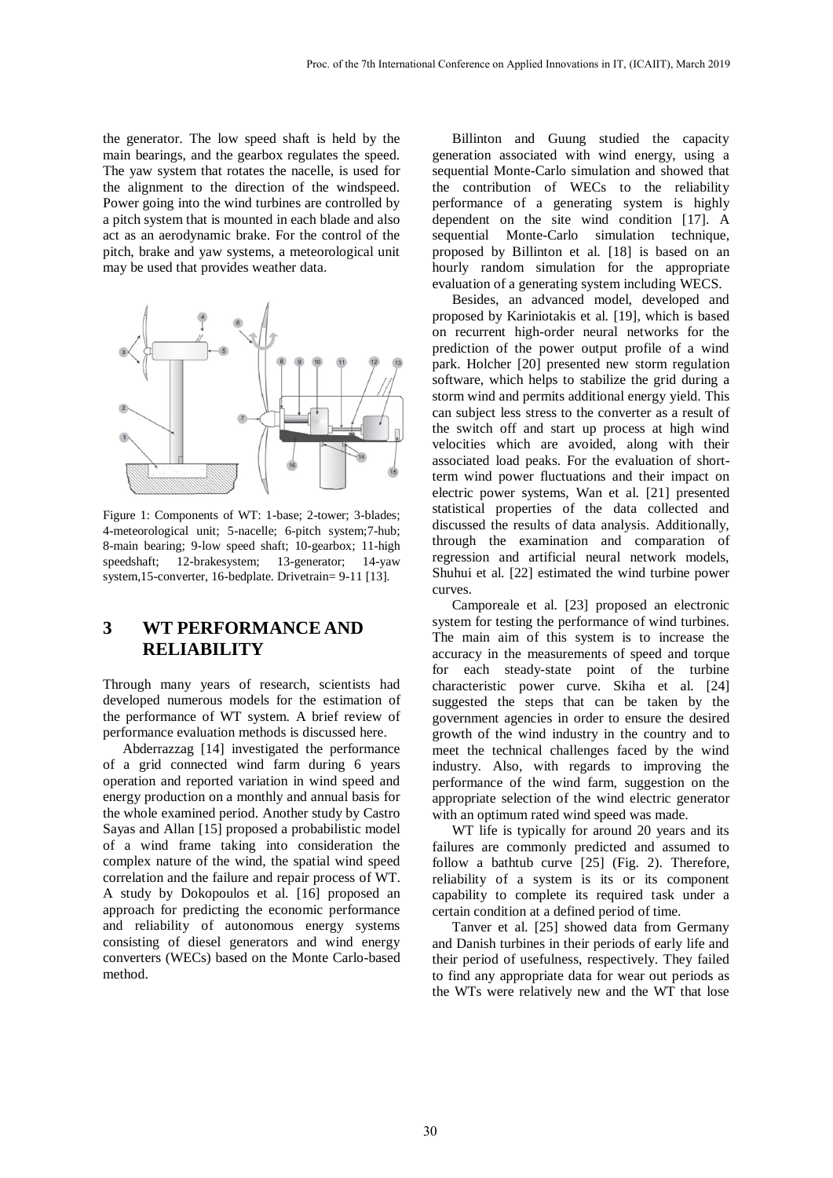the generator. The low speed shaft is held by the main bearings, and the gearbox regulates the speed. The yaw system that rotates the nacelle, is used for the alignment to the direction of the windspeed. Power going into the wind turbines are controlled by a pitch system that is mounted in each blade and also act as an aerodynamic brake. For the control of the pitch, brake and yaw systems, a meteorological unit may be used that provides weather data.

Figure 1: Components of WT: 1-base; 2-tower; 3-blades; 4-meteorological unit; 5-nacelle; 6-pitch system;7-hub; 8-main bearing; 9-low speed shaft; 10-gearbox; 11-high speedshaft; 12-brakesystem; 13-generator; 14-yaw system,15-converter, 16-bedplate. Drivetrain= 9-11 [13].

## 3 WT PERFORMANCE AND RELIABILITY

Through many years of research, scientists had developed numerous models for the estimation of the performance of WT system. A brief review of performance evaluation methods is discussed here.

Abderrazzag [14] investigated the performance of a grid connected wind farm during 6 years operation and reported variation in wind speed and energy production on a monthly and annual basis for the whole examined period. Another study by Castro Sayas and Allan [15] proposed a probabilistic model of a wind frame taking into consideration the complex nature of the wind, the spatial wind speed correlation and the failure and repair process of WT. A study by Dokopoulos et al. [16] proposed an approach for predicting the economic performance and reliability of autonomous energy systems consisting of diesel generators and wind energy converters (WECs) based on the Monte Carlo-based method.

Billinton and Guung studied the capacity generation associated with wind energy, using a sequential Monte-Carlo simulation and showed that the contribution of WECs to the reliability performance of a generating system is highly dependent on the site wind condition [17]. A sequential Monte-Carlo simulation technique, proposed by Billinton et al. [18] is based on an hourly random simulation for the appropriate evaluation of a generating system including WECS.

Besides, an advanced model, developed and proposed by Kariniotakis et al. [19], which is based on recurrent high-order neural networks for the prediction of the power output profile of a wind park. Holcher [20] presented new storm regulation software, which helps to stabilize the grid during a storm wind and permits additional energy yield. This can subject less stress to the converter as a result of the switch off and start up process at high wind velocities which are avoided, along with their associated load peaks. For the evaluation of short-term wind power fluctuations and their impact on electric power systems, Wan et al. [21] presented statistical properties of the data collected and discussed the results of data analysis. Additionally, through the examination and comparation of regression and artificial neural network models, Shuhui et al. [22] estimated the wind turbine power curves.

Camporeale et al. [23] proposed an electronic system for testing the performance of wind turbines. The main aim of this system is to increase the accuracy in the measurements of speed and torque for each steady-state point of the turbine characteristic power curve. Skiha et al. [24] suggested the steps that can be taken by the government agencies in order to ensure the desired growth of the wind industry in the country and to meet the technical challenges faced by the wind industry. Also, with regards to improving the performance of the wind farm, suggestion on the appropriate selection of the wind electric generator with an optimum rated wind speed was made.

WT life is typically for around 20 years and its failures are commonly predicted and assumed to follow a bathtub curve [25] (Fig. 2). Therefore, reliability of a system is its or its component capability to complete its required task under a certain condition at a defined period of time.

Tanver et al. [25] showed data from Germany and Danish turbines in their periods of early life and their period of usefulness, respectively. They failed to find any appropriate data for wear out periods as the WTs were relatively new and the WT that lose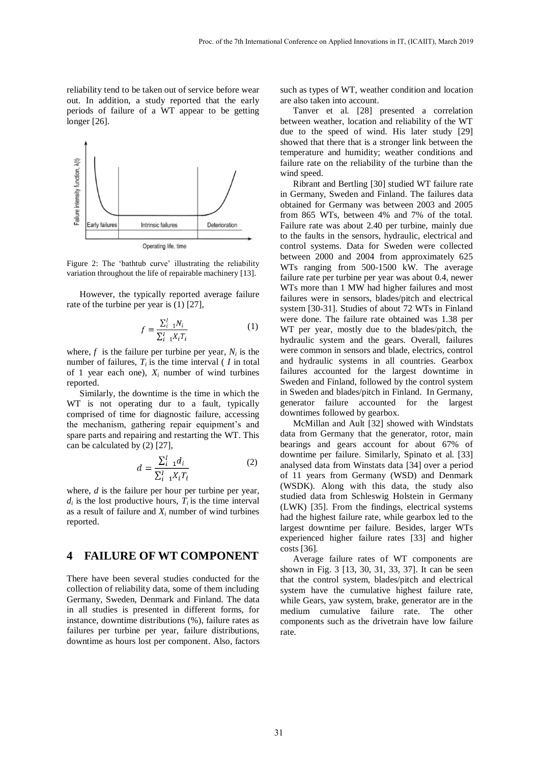reliability tend to be taken out of service before wear out. In addition, a study reported that the early periods of failure of a WT appear to be getting longer [26].

Figure 2: The 'bathtub curve' illustrating the reliability variation throughout the life of repairable machinery [13].

However, the typically reported average failure rate of the turbine per year is (1) [27],

$$f = \frac{\sum_{i=1}^{I} N_i}{\sum_{i=1}^{I} X_i T_i} \tag{1}$$

where, $f$ is the failure per turbine per year, $N_i$ is the number of failures, $T_i$ is the time interval ( $I$ in total of 1 year each one), $X_i$ number of wind turbines reported.

Similarly, the downtime is the time in which the WT is not operating dur to a fault, typically comprised of time for diagnostic failure, accessing the mechanism, gathering repair equipment's and spare parts and repairing and restarting the WT. This can be calculated by (2) [27],

$$d = \frac{\sum_{i=1}^{I} d_i}{\sum_{i=1}^{I} X_i T_i} \tag{2}$$

where, $d$ is the failure per hour per turbine per year, $d_i$ is the lost productive hours, $T_i$ is the time interval as a result of failure and $X_i$ number of wind turbines reported.

## 4 FAILURE OF WT COMPONENT

There have been several studies conducted for the collection of reliability data, some of them including Germany, Sweden, Denmark and Finland. The data in all studies is presented in different forms, for instance, downtime distributions (%), failure rates as failures per turbine per year, failure distributions, downtime as hours lost per component. Also, factors such as types of WT, weather condition and location are also taken into account.

Tanver et al. [28] presented a correlation between weather, location and reliability of the WT due to the speed of wind. His later study [29] showed that there that is a stronger link between the temperature and humidity; weather conditions and failure rate on the reliability of the turbine than the wind speed.

Ribrant and Bertling [30] studied WT failure rate in Germany, Sweden and Finland. The failures data obtained for Germany was between 2003 and 2005 from 865 WTs, between 4% and 7% of the total. Failure rate was about 2.40 per turbine, mainly due to the faults in the sensors, hydraulic, electrical and control systems. Data for Sweden were collected between 2000 and 2004 from approximately 625 WTs ranging from 500-1500 kW. The average failure rate per turbine per year was about 0.4, newer WTs more than 1 MW had higher failures and most failures were in sensors, blades/pitch and electrical system [30-31]. Studies of about 72 WTs in Finland were done. The failure rate obtained was 1.38 per WT per year, mostly due to the blades/pitch, the hydraulic system and the gears. Overall, failures were common in sensors and blade, electrics, control and hydraulic systems in all countries. Gearbox failures accounted for the largest downtime in Sweden and Finland, followed by the control system in Sweden and blades/pitch in Finland. In Germany, generator failure accounted for the largest downtimes followed by gearbox.

McMillan and Ault [32] showed with Windstats data from Germany that the generator, rotor, main bearings and gears account for about 67% of downtime per failure. Similarly, Spinato et al. [33] analysed data from Winstats data [34] over a period of 11 years from Germany (WSD) and Denmark (WSDK). Along with this data, the study also studied data from Schleswig Holstein in Germany (LWK) [35]. From the findings, electrical systems had the highest failure rate, while gearbox led to the largest downtime per failure. Besides, larger WTs experienced higher failure rates [33] and higher costs [36].

Average failure rates of WT components are shown in Fig. 3 [13, 30, 31, 33, 37]. It can be seen that the control system, blades/pitch and electrical system have the cumulative highest failure rate, while Gears, yaw system, brake, generator are in the medium cumulative failure rate. The other components such as the drivetrain have low failure rate.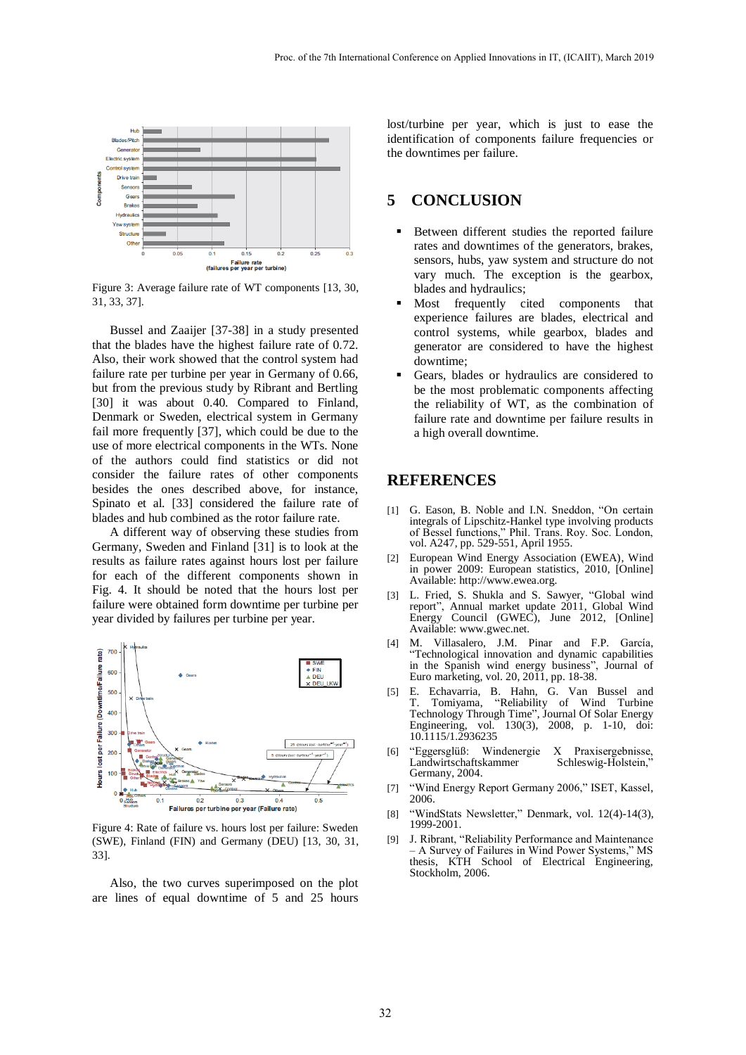Figure 3: Average failure rate of WT components [13, 30, 31, 33, 37].

Bussel and Zaaijer [37-38] in a study presented that the blades have the highest failure rate of 0.72. Also, their work showed that the control system had failure rate per turbine per year in Germany of 0.66, but from the previous study by Ribrant and Bertling [30] it was about 0.40. Compared to Finland, Denmark or Sweden, electrical system in Germany fail more frequently [37], which could be due to the use of more electrical components in the WTs. None of the authors could find statistics or did not consider the failure rates of other components besides the ones described above, for instance, Spinato et al. [33] considered the failure rate of blades and hub combined as the rotor failure rate.

A different way of observing these studies from Germany, Sweden and Finland [31] is to look at the results as failure rates against hours lost per failure for each of the different components shown in Fig. 4. It should be noted that the hours lost per failure were obtained form downtime per turbine per year divided by failures per turbine per year.

Figure 4: Rate of failure vs. hours lost per failure: Sweden (SWE), Finland (FIN) and Germany (DEU) [13, 30, 31, 33].

Also, the two curves superimposed on the plot are lines of equal downtime of 5 and 25 hours lost/turbine per year, which is just to ease the identification of components failure frequencies or the downtimes per failure.

## 5 CONCLUSION

- Between different studies the reported failure rates and downtimes of the generators, brakes, sensors, hubs, yaw system and structure do not vary much. The exception is the gearbox, blades and hydraulics;
- Most frequently cited components that experience failures are blades, electrical and control systems, while gearbox, blades and generator are considered to have the highest downtime;
- Gears, blades or hydraulics are considered to be the most problematic components affecting the reliability of WT, as the combination of failure rate and downtime per failure results in a high overall downtime.

## REFERENCES

[1] G. Eason, B. Noble and I.N. Sneddon, “On certain integrals of Lipschitz-Hankel type involving products of Bessel functions,” Phil. Trans. Roy. Soc. London, vol. A247, pp. 529-551, April 1955.

[2] European Wind Energy Association (EWEA), Wind in power 2009: European statistics, 2010, [Online] Available: http://www.ewea.org.

[3] L. Fried, S. Shukla and S. Sawyer, “Global wind report”, Annual market update 2011, Global Wind Energy Council (GWEC), June 2012, [Online] Available: www.gwec.net.

[4] M. Villasalero, J.M. Pinar and F.P. García, “Technological innovation and dynamic capabilities in the Spanish wind energy business”, Journal of Euro marketing, vol. 20, 2011, pp. 18-38.

[5] E. Echavarria, B. Hahn, G. Van Bussel and T. Tomiyama, “Reliability of Wind Turbine Technology Through Time”, Journal Of Solar Energy Engineering, vol. 130(3), 2008, p. 1-10, doi: 10.1115/1.2936235

[6] “Eggersglüß: Windenergie X Praxisergebnisse, Landwirtschaftskammer Schleswig-Holstein,” Germany, 2004.

[7] “Wind Energy Report Germany 2006,” ISET, Kassel, 2006.

[8] “WindStats Newsletter,” Denmark, vol. 12(4)-14(3), 1999-2001.

[9] J. Ribrant, “Reliability Performance and Maintenance – A Survey of Failures in Wind Power Systems,” MS thesis, KTH School of Electrical Engineering, Stockholm, 2006.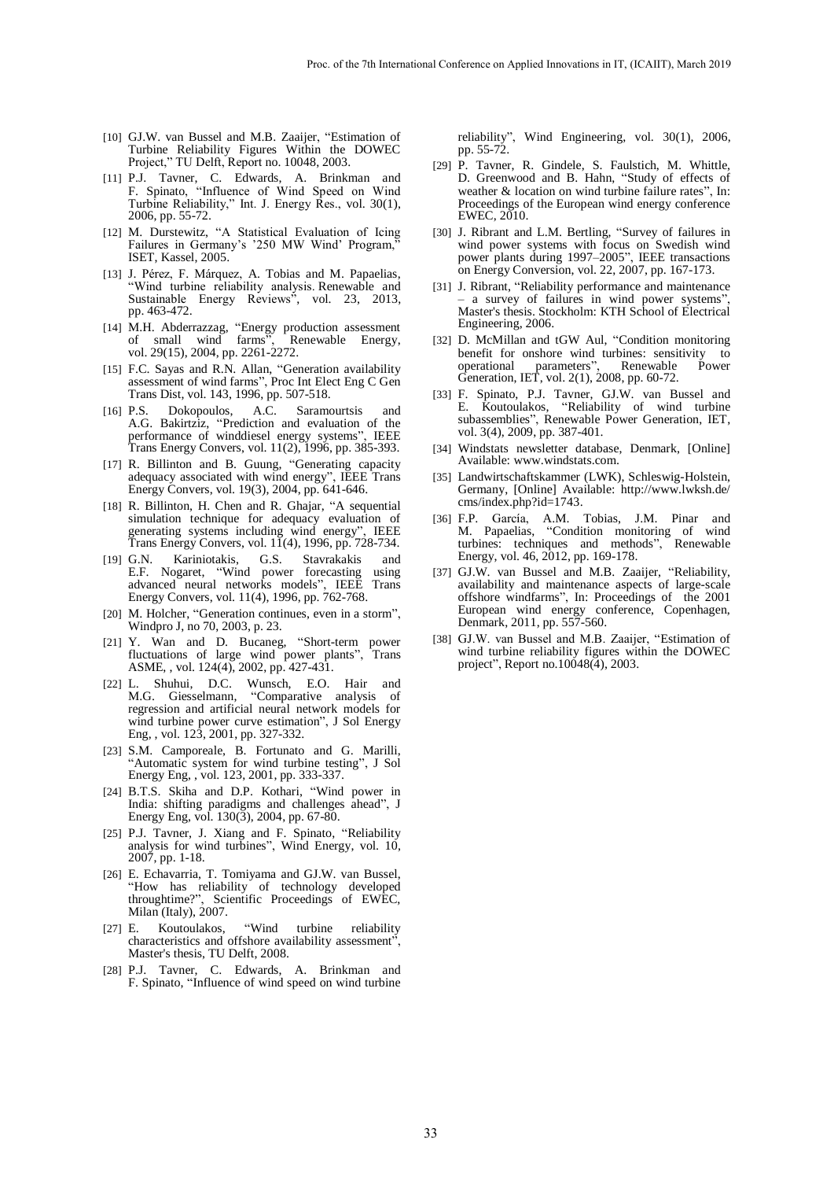[10] GJ.W. van Bussel and M.B. Zaaijer, "Estimation of Turbine Reliability Figures Within the DOWEC Project," TU Delft, Report no. 10048, 2003.

[11] P.J. Tavner, C. Edwards, A. Brinkman and F. Spinato, "Influence of Wind Speed on Wind Turbine Reliability," Int. J. Energy Res., vol. 30(1), 2006, pp. 55-72.

[12] M. Durstewitz, "A Statistical Evaluation of Icing Failures in Germany's '250 MW Wind' Program," ISET, Kassel, 2005.

[13] J. Pérez, F. Márquez, A. Tobias and M. Papaelias, "Wind turbine reliability analysis. Renewable and Sustainable Energy Reviews", vol. 23, 2013, pp. 463-472.

[14] M.H. Abderrazzag, "Energy production assessment of small wind farms", Renewable Energy, vol. 29(15), 2004, pp. 2261-2272.

[15] F.C. Sayas and R.N. Allan, "Generation availability assessment of wind farms", Proc Int Elect Eng C Gen Trans Dist, vol. 143, 1996, pp. 507-518.

[16] P.S. Dokopoulos, A.C. Saramourtsis and A.G. Bakirtziz, "Prediction and evaluation of the performance of winddiesel energy systems", IEEE Trans Energy Convers, vol. 11(2), 1996, pp. 385-393.

[17] R. Billinton and B. Guung, "Generating capacity adequacy associated with wind energy", IEEE Trans Energy Convers, vol. 19(3), 2004, pp. 641-646.

[18] R. Billinton, H. Chen and R. Ghajar, "A sequential simulation technique for adequacy evaluation of generating systems including wind energy", IEEE Trans Energy Convers, vol. 11(4), 1996, pp. 728-734.

[19] G.N. Kariniotakis, G.S. Stavrakakis and E.F. Nogaret, "Wind power forecasting using advanced neural networks models", IEEE Trans Energy Convers, vol. 11(4), 1996, pp. 762-768.

[20] M. Holcher, "Generation continues, even in a storm", Windpro J, no 70, 2003, p. 23.

[21] Y. Wan and D. Bucaneg, "Short-term power fluctuations of large wind power plants", Trans ASME, , vol. 124(4), 2002, pp. 427-431.

[22] L. Shuhui, D.C. Wunsch, E.O. Hair and M.G. Giesselmann, "Comparative analysis of regression and artificial neural network models for wind turbine power curve estimation", J Sol Energy Eng, , vol. 123, 2001, pp. 327-332.

[23] S.M. Camporeale, B. Fortunato and G. Marilli, "Automatic system for wind turbine testing", J Sol Energy Eng, , vol. 123, 2001, pp. 333-337.

[24] B.T.S. Skiha and D.P. Kothari, "Wind power in India: shifting paradigms and challenges ahead", J Energy Eng, vol. 130(3), 2004, pp. 67-80.

[25] P.J. Tavner, J. Xiang and F. Spinato, "Reliability analysis for wind turbines", Wind Energy, vol. 10, 2007, pp. 1-18.

[26] E. Echavarria, T. Tomiyama and GJ.W. van Bussel, "How has reliability of technology developed throughtime?", Scientific Proceedings of EWEC, Milan (Italy), 2007.

[27] E. Koutoulakos, "Wind turbine reliability characteristics and offshore availability assessment", Master's thesis, TU Delft, 2008.

[28] P.J. Tavner, C. Edwards, A. Brinkman and F. Spinato, "Influence of wind speed on wind turbine reliability", Wind Engineering, vol. 30(1), 2006, pp. 55-72.

[29] P. Tavner, R. Gindele, S. Faulstich, M. Whittle, D. Greenwood and B. Hahn, "Study of effects of weather & location on wind turbine failure rates", In: Proceedings of the European wind energy conference EWEC, 2010.

[30] J. Ribrant and L.M. Bertling, "Survey of failures in wind power systems with focus on Swedish wind power plants during 1997–2005", IEEE transactions on Energy Conversion, vol. 22, 2007, pp. 167-173.

[31] J. Ribrant, "Reliability performance and maintenance – a survey of failures in wind power systems", Master's thesis. Stockholm: KTH School of Electrical Engineering, 2006.

[32] D. McMillan and tGW Aul, "Condition monitoring benefit for onshore wind turbines: sensitivity to operational parameters", Renewable Power Generation, IET, vol. 2(1), 2008, pp. 60-72.

[33] F. Spinato, P.J. Tavner, GJ.W. van Bussel and E. Koutoulakos, "Reliability of wind turbine subassemblies", Renewable Power Generation, IET, vol. 3(4), 2009, pp. 387-401.

[34] Windstats newsletter database, Denmark, [Online] Available: www.windstats.com.

[35] Landwirtschaftskammer (LWK), Schleswig-Holstein, Germany, [Online] Available: http://www.lwksh.de/cms/index.php?id=1743.

[36] F.P. García, A.M. Tobias, J.M. Pinar and M. Papaelias, "Condition monitoring of wind turbines: techniques and methods", Renewable Energy, vol. 46, 2012, pp. 169-178.

[37] GJ.W. van Bussel and M.B. Zaaijer, "Reliability, availability and maintenance aspects of large-scale offshore windfarms", In: Proceedings of the 2001 European wind energy conference, Copenhagen, Denmark, 2011, pp. 557-560.

[38] GJ.W. van Bussel and M.B. Zaaijer, "Estimation of wind turbine reliability figures within the DOWEC project", Report no.10048(4), 2003.